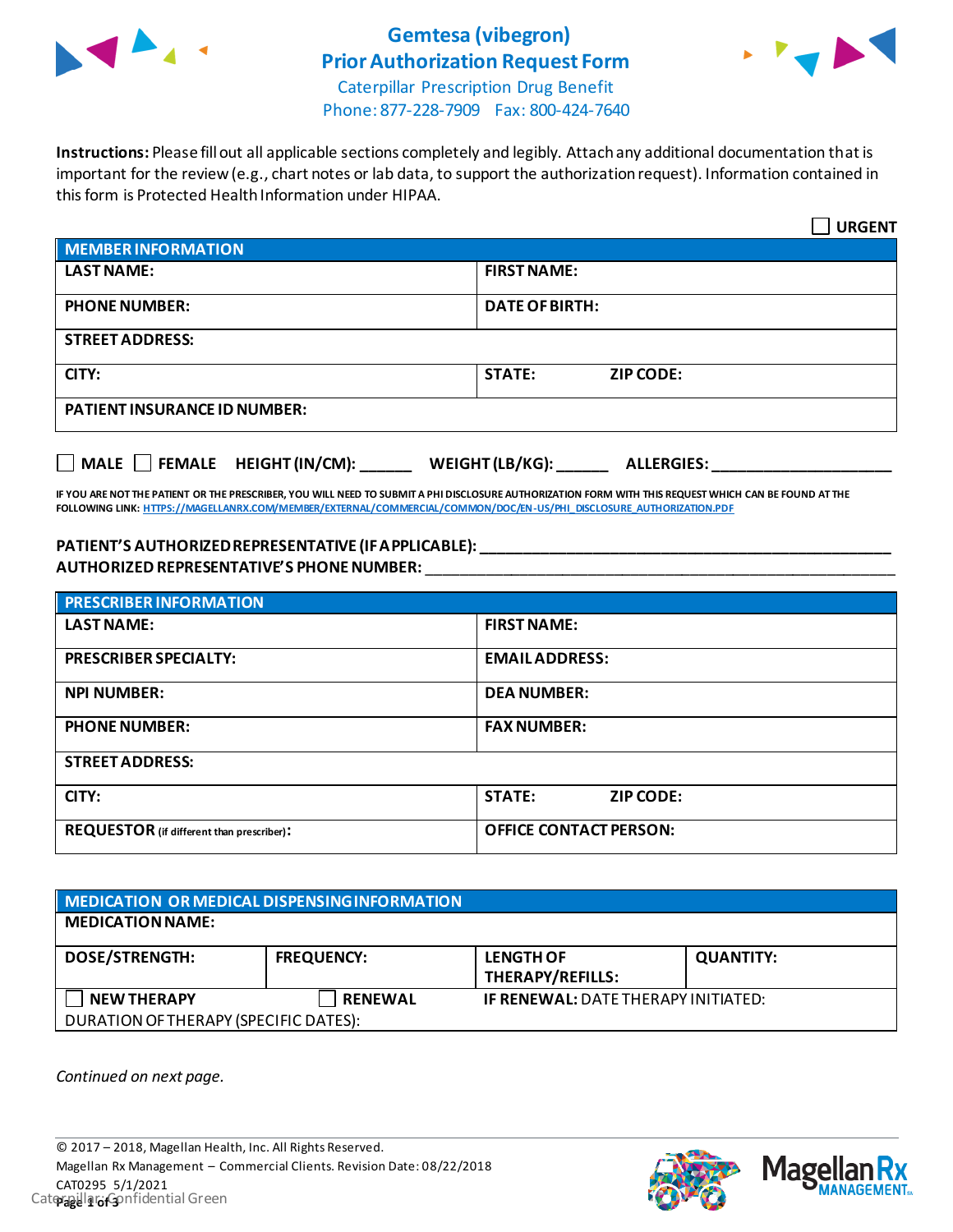# Gemtesa (vibegron) Prior Authorization Request Form

Caterpillar Prescription Drug Benefit
Phone: 877-228-7909 Fax: 800-424-7640

**Instructions:** Please fill out all applicable sections completely and legibly. Attach any additional documentation that is important for the review (e.g., chart notes or lab data, to support the authorization request). Information contained in this form is Protected Health Information under HIPAA.

☐ **URGENT**

| MEMBER INFORMATION | | |
|---|---|---|
| **LAST NAME:** | **FIRST NAME:** | |
| **PHONE NUMBER:** | **DATE OF BIRTH:** | |
| **STREET ADDRESS:** | | |
| **CITY:** | **STATE:** | **ZIP CODE:** |
| **PATIENT INSURANCE ID NUMBER:** | | |

☐ **MALE** ☐ **FEMALE** **HEIGHT (IN/CM):** ______ **WEIGHT (LB/KG):** ______ **ALLERGIES:** ____________________

**IF YOU ARE NOT THE PATIENT OR THE PRESCRIBER, YOU WILL NEED TO SUBMIT A PHI DISCLOSURE AUTHORIZATION FORM WITH THIS REQUEST WHICH CAN BE FOUND AT THE FOLLOWING LINK:** HTTPS://MAGELLANRX.COM/MEMBER/EXTERNAL/COMMERCIAL/COMMON/DOC/EN-US/PHI_DISCLOSURE_AUTHORIZATION.PDF

**PATIENT'S AUTHORIZED REPRESENTATIVE (IF APPLICABLE):** ____________________________________________

**AUTHORIZED REPRESENTATIVE'S PHONE NUMBER:** ____________________________________________

| PRESCRIBER INFORMATION | | |
|---|---|---|
| **LAST NAME:** | **FIRST NAME:** | |
| **PRESCRIBER SPECIALTY:** | **EMAIL ADDRESS:** | |
| **NPI NUMBER:** | **DEA NUMBER:** | |
| **PHONE NUMBER:** | **FAX NUMBER:** | |
| **STREET ADDRESS:** | | |
| **CITY:** | **STATE:** | **ZIP CODE:** |
| **REQUESTOR** (if different than prescriber)**:** | **OFFICE CONTACT PERSON:** | |

| MEDICATION OR MEDICAL DISPENSING INFORMATION | | | |
|---|---|---|---|
| **MEDICATION NAME:** | | | |
| **DOSE/STRENGTH:** | **FREQUENCY:** | **LENGTH OF THERAPY/REFILLS:** | **QUANTITY:** |
| ☐ **NEW THERAPY** | ☐ **RENEWAL** | **IF RENEWAL:** DATE THERAPY INITIATED: | |
| DURATION OF THERAPY (SPECIFIC DATES): | | | |

*Continued on next page.*

© 2017 – 2018, Magellan Health, Inc. All Rights Reserved.
Magellan Rx Management – Commercial Clients. Revision Date: 08/22/2018
CAT0295 5/1/2021
Caterpillar: Confidential Green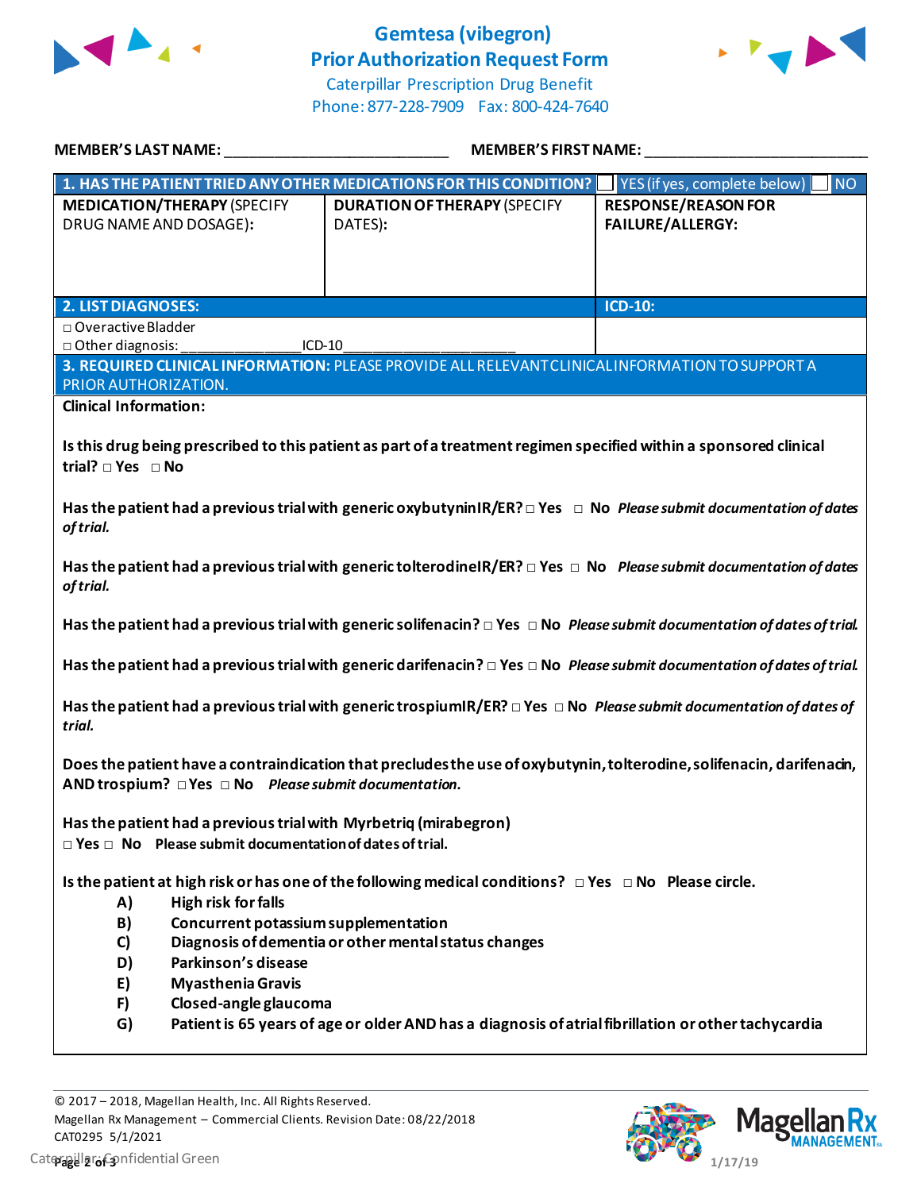# Gemtesa (vibegron)
## Prior Authorization Request Form

Caterpillar Prescription Drug Benefit
Phone: 877-228-7909 Fax: 800-424-7640

**MEMBER'S LAST NAME:** ___________________________ **MEMBER'S FIRST NAME:** ___________________________

| **1. HAS THE PATIENT TRIED ANY OTHER MEDICATIONS FOR THIS CONDITION?** | | ☐ YES (if yes, complete below) ☐ NO |
|---|---|---|
| **MEDICATION/THERAPY** (SPECIFY DRUG NAME AND DOSAGE): | **DURATION OF THERAPY** (SPECIFY DATES): | **RESPONSE/REASON FOR FAILURE/ALLERGY:** |
| | | |

| **2. LIST DIAGNOSES:** | **ICD-10:** |
|---|---|
| □ Overactive Bladder<br>□ Other diagnosis: _______________ICD-10_____________________ | |

**3. REQUIRED CLINICAL INFORMATION:** PLEASE PROVIDE ALL RELEVANT CLINICAL INFORMATION TO SUPPORT A PRIOR AUTHORIZATION.

**Clinical Information:**

**Is this drug being prescribed to this patient as part of a treatment regimen specified within a sponsored clinical trial? □ Yes □ No**

**Has the patient had a previous trial with generic oxybutynin IR/ER? □ Yes □ No** ***Please submit documentation of dates of trial.***

**Has the patient had a previous trial with generic tolterodine IR/ER? □ Yes □ No** ***Please submit documentation of dates of trial.***

**Has the patient had a previous trial with generic solifenacin? □ Yes □ No** ***Please submit documentation of dates of trial.***

**Has the patient had a previous trial with generic darifenacin? □ Yes □ No** ***Please submit documentation of dates of trial.***

**Has the patient had a previous trial with generic trospium IR/ER? □ Yes □ No** ***Please submit documentation of dates of trial.***

**Does the patient have a contraindication that precludes the use of oxybutynin, tolterodine, solifenacin, darifenacin, AND trospium? □ Yes □ No** ***Please submit documentation.***

**Has the patient had a previous trial with Myrbetriq (mirabegron)**
**□ Yes □ No Please submit documentation of dates of trial.**

**Is the patient at high risk or has one of the following medical conditions? □ Yes □ No Please circle.**

- **A) High risk for falls**
- **B) Concurrent potassium supplementation**
- **C) Diagnosis of dementia or other mental status changes**
- **D) Parkinson's disease**
- **E) Myasthenia Gravis**
- **F) Closed-angle glaucoma**
- **G) Patient is 65 years of age or older AND has a diagnosis of atrial fibrillation or other tachycardia**

© 2017 – 2018, Magellan Health, Inc. All Rights Reserved.
Magellan Rx Management – Commercial Clients. Revision Date: 08/22/2018
CAT0295 5/1/2021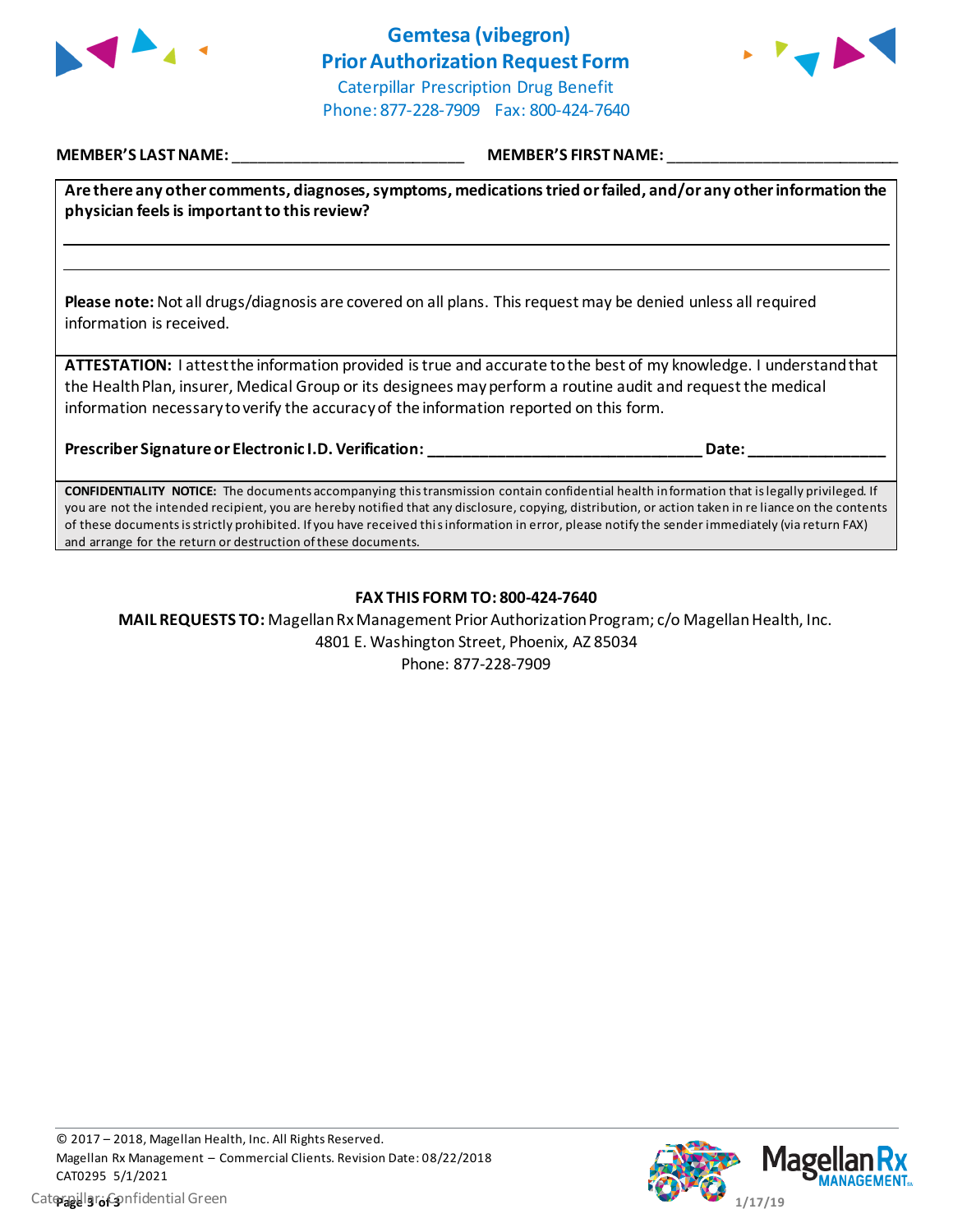# Gemtesa (vibegron)
# Prior Authorization Request Form

Caterpillar Prescription Drug Benefit
Phone: 877-228-7909 Fax: 800-424-7640

**MEMBER'S LAST NAME:** ___________________________ **MEMBER'S FIRST NAME:** ___________________________

**Are there any other comments, diagnoses, symptoms, medications tried or failed, and/or any other information the physician feels is important to this review?**

_______________________________________________________________________________

_______________________________________________________________________________

**Please note:** Not all drugs/diagnosis are covered on all plans. This request may be denied unless all required information is received.

**ATTESTATION:** I attest the information provided is true and accurate to the best of my knowledge. I understand that the Health Plan, insurer, Medical Group or its designees may perform a routine audit and request the medical information necessary to verify the accuracy of the information reported on this form.

**Prescriber Signature or Electronic I.D. Verification:** _______________________________ **Date:** _______________

**CONFIDENTIALITY NOTICE:** The documents accompanying this transmission contain confidential health information that is legally privileged. If you are not the intended recipient, you are hereby notified that any disclosure, copying, distribution, or action taken in reliance on the contents of these documents is strictly prohibited. If you have received this information in error, please notify the sender immediately (via return FAX) and arrange for the return or destruction of these documents.

**FAX THIS FORM TO: 800-424-7640**

**MAIL REQUESTS TO:** Magellan Rx Management Prior Authorization Program; c/o Magellan Health, Inc.
4801 E. Washington Street, Phoenix, AZ 85034
Phone: 877-228-7909

© 2017 – 2018, Magellan Health, Inc. All Rights Reserved.
Magellan Rx Management – Commercial Clients. Revision Date: 08/22/2018
CAT0295 5/1/2021

Caterpillar: Confidential Green

1/17/19